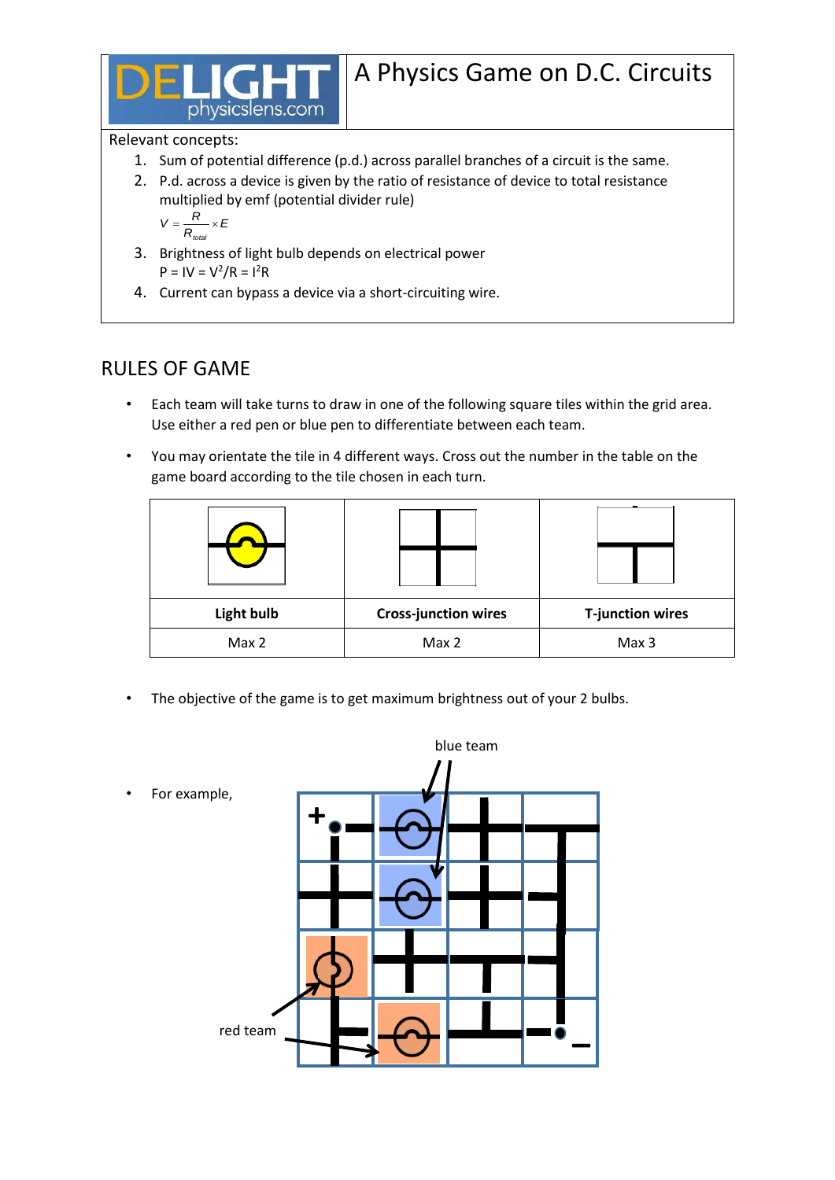# A Physics Game on D.C. Circuits

DELIGHT physicslens.com

Relevant concepts:

1. Sum of potential difference (p.d.) across parallel branches of a circuit is the same.
2. P.d. across a device is given by the ratio of resistance of device to total resistance multiplied by emf (potential divider rule)
   $V = \frac{R}{R_{total}} \times E$
3. Brightness of light bulb depends on electrical power
   $P = IV = V^2/R = I^2R$
4. Current can bypass a device via a short-circuiting wire.

## RULES OF GAME

- Each team will take turns to draw in one of the following square tiles within the grid area. Use either a red pen or blue pen to differentiate between each team.
- You may orientate the tile in 4 different ways. Cross out the number in the table on the game board according to the tile chosen in each turn.

| Light bulb | Cross-junction wires | T-junction wires |
|---|---|---|
| Max 2 | Max 2 | Max 3 |

- The objective of the game is to get maximum brightness out of your 2 bulbs.

- For example,

blue team

red team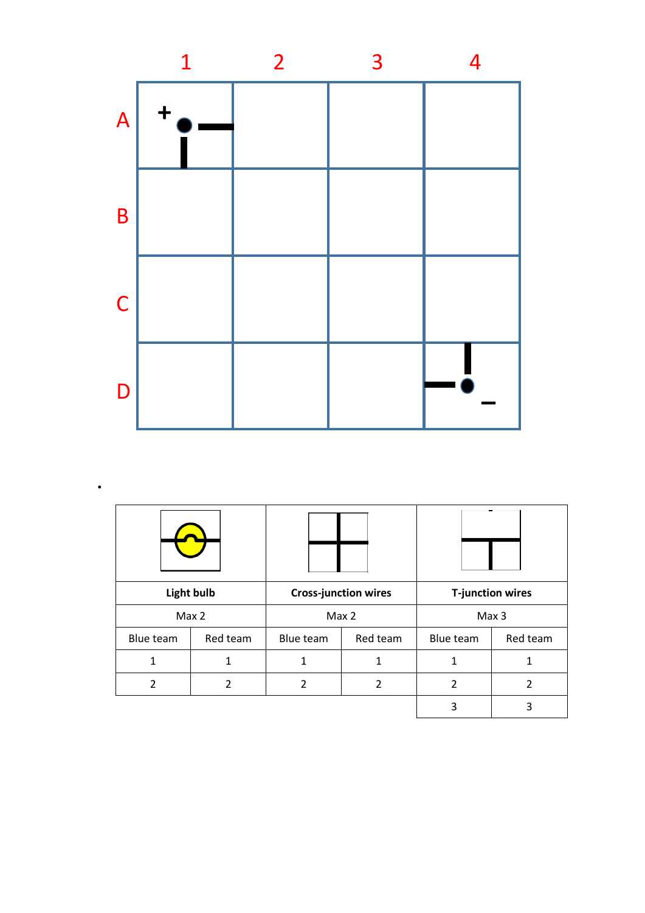| | 1 | 2 | 3 | 4 |
|---|---|---|---|---|
| A | + | | | |
| B | | | | |
| C | | | | |
| D | | | | – |

•

| Light bulb | | Cross-junction wires | | T-junction wires | |
|---|---|---|---|---|---|
| Max 2 | | Max 2 | | Max 3 | |
| Blue team | Red team | Blue team | Red team | Blue team | Red team |
| 1 | 1 | 1 | 1 | 1 | 1 |
| 2 | 2 | 2 | 2 | 2 | 2 |
| | | | | 3 | 3 |